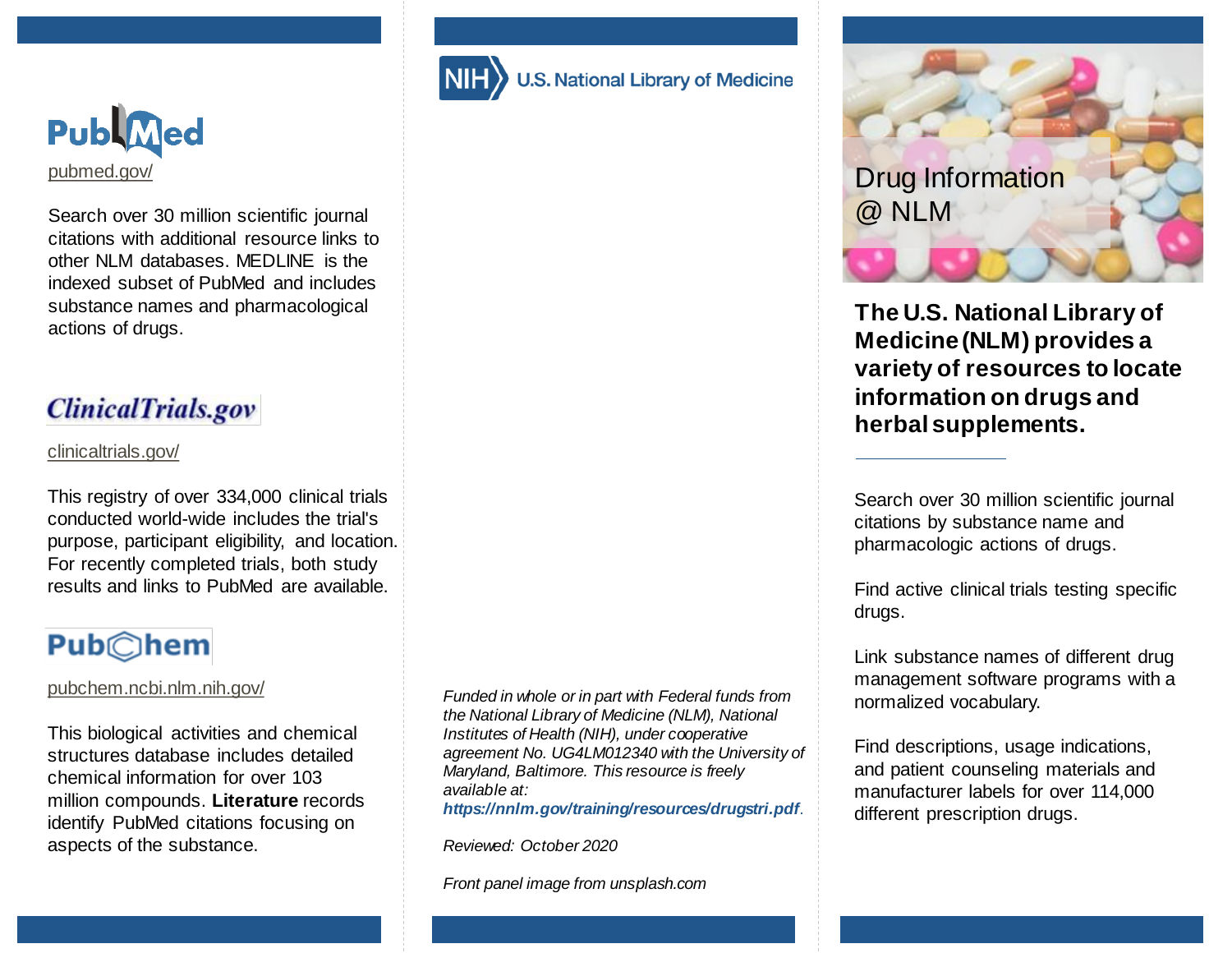## PubMed

pubmed.gov/

Search over 30 million scientific journal citations with additional resource links to other NLM databases. MEDLINE is the indexed subset of PubMed and includes substance names and pharmacological actions of drugs.

## ClinicalTrials.gov

clinicaltrials.gov/

This registry of over 334,000 clinical trials conducted world-wide includes the trial's purpose, participant eligibility, and location. For recently completed trials, both study results and links to PubMed are available.

## PubChem

pubchem.ncbi.nlm.nih.gov/

This biological activities and chemical structures database includes detailed chemical information for over 103 million compounds. **Literature** records identify PubMed citations focusing on aspects of the substance.

NIH U.S. National Library of Medicine

*Funded in whole or in part with Federal funds from the National Library of Medicine (NLM), National Institutes of Health (NIH), under cooperative agreement No. UG4LM012340 with the University of Maryland, Baltimore. This resource is freely available at:* ***https://nnlm.gov/training/resources/drugstri.pdf****.*

*Reviewed: October 2020*

*Front panel image from unsplash.com*

# Drug Information @ NLM

**The U.S. National Library of Medicine (NLM) provides a variety of resources to locate information on drugs and herbal supplements.**

Search over 30 million scientific journal citations by substance name and pharmacologic actions of drugs.

Find active clinical trials testing specific drugs.

Link substance names of different drug management software programs with a normalized vocabulary.

Find descriptions, usage indications, and patient counseling materials and manufacturer labels for over 114,000 different prescription drugs.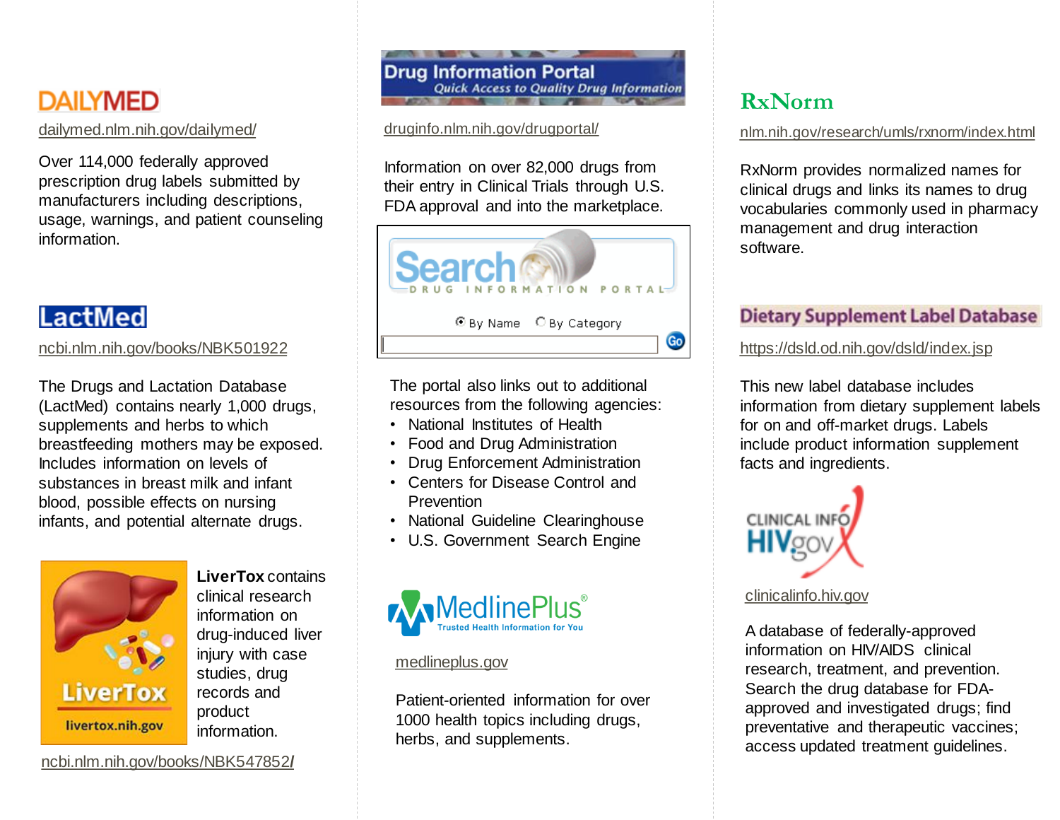## DAILYMED

dailymed.nlm.nih.gov/dailymed/

Over 114,000 federally approved prescription drug labels submitted by manufacturers including descriptions, usage, warnings, and patient counseling information.

## LactMed

ncbi.nlm.nih.gov/books/NBK501922

The Drugs and Lactation Database (LactMed) contains nearly 1,000 drugs, supplements and herbs to which breastfeeding mothers may be exposed. Includes information on levels of substances in breast milk and infant blood, possible effects on nursing infants, and potential alternate drugs.

## LiverTox

livertox.nih.gov

**LiverTox** contains clinical research information on drug-induced liver injury with case studies, drug records and product information.

ncbi.nlm.nih.gov/books/NBK547852/

## Drug Information Portal

*Quick Access to Quality Drug Information*

druginfo.nlm.nih.gov/drugportal/

Information on over 82,000 drugs from their entry in Clinical Trials through U.S. FDA approval and into the marketplace.

Search DRUG INFORMATION PORTAL

By Name   By Category

Go

The portal also links out to additional resources from the following agencies:

- National Institutes of Health
- Food and Drug Administration
- Drug Enforcement Administration
- Centers for Disease Control and Prevention
- National Guideline Clearinghouse
- U.S. Government Search Engine

## MedlinePlus®

Trusted Health Information for You

medlineplus.gov

Patient-oriented information for over 1000 health topics including drugs, herbs, and supplements.

## RxNorm

nlm.nih.gov/research/umls/rxnorm/index.html

RxNorm provides normalized names for clinical drugs and links its names to drug vocabularies commonly used in pharmacy management and drug interaction software.

## Dietary Supplement Label Database

https://dsld.od.nih.gov/dsld/index.jsp

This new label database includes information from dietary supplement labels for on and off-market drugs. Labels include product information supplement facts and ingredients.

## CLINICAL INFO HIV.gov

clinicalinfo.hiv.gov

A database of federally-approved information on HIV/AIDS clinical research, treatment, and prevention. Search the drug database for FDA-approved and investigated drugs; find preventative and therapeutic vaccines; access updated treatment guidelines.